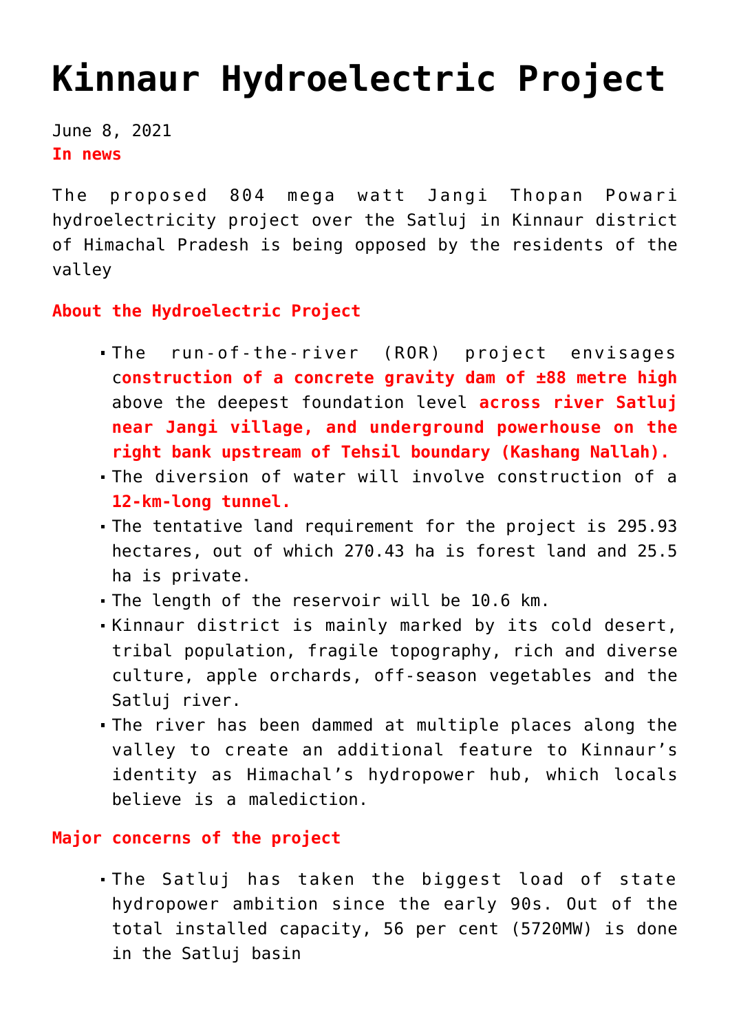# Kinnaur Hydroelectric Project

June 8, 2021

**In news**

The proposed 804 mega watt Jangi Thopan Powari hydroelectricity project over the Satluj in Kinnaur district of Himachal Pradesh is being opposed by the residents of the valley

**About the Hydroelectric Project**

- The run-of-the-river (ROR) project envisages c**onstruction of a concrete gravity dam of ±88 metre high** above the deepest foundation level **across river Satluj near Jangi village, and underground powerhouse on the right bank upstream of Tehsil boundary (Kashang Nallah).**
- The diversion of water will involve construction of a **12-km-long tunnel.**
- The tentative land requirement for the project is 295.93 hectares, out of which 270.43 ha is forest land and 25.5 ha is private.
- The length of the reservoir will be 10.6 km.
- Kinnaur district is mainly marked by its cold desert, tribal population, fragile topography, rich and diverse culture, apple orchards, off-season vegetables and the Satluj river.
- The river has been dammed at multiple places along the valley to create an additional feature to Kinnaur's identity as Himachal's hydropower hub, which locals believe is a malediction.

**Major concerns of the project**

- The Satluj has taken the biggest load of state hydropower ambition since the early 90s. Out of the total installed capacity, 56 per cent (5720MW) is done in the Satluj basin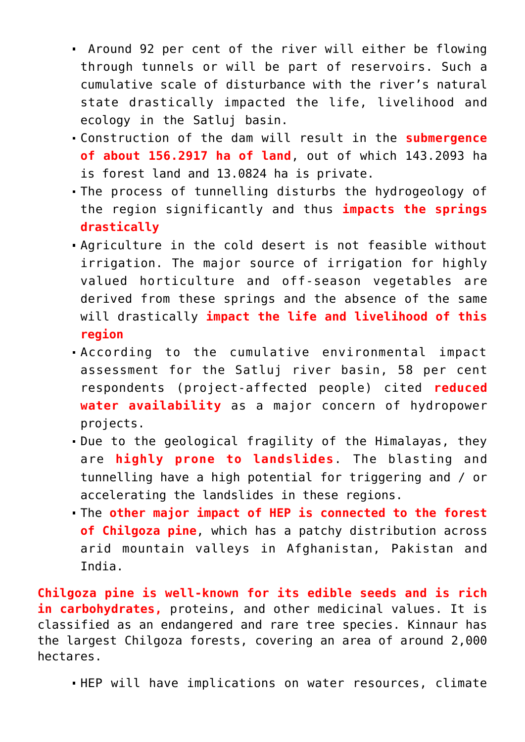- Around 92 per cent of the river will either be flowing through tunnels or will be part of reservoirs. Such a cumulative scale of disturbance with the river's natural state drastically impacted the life, livelihood and ecology in the Satluj basin.
- Construction of the dam will result in the **submergence of about 156.2917 ha of land**, out of which 143.2093 ha is forest land and 13.0824 ha is private.
- The process of tunnelling disturbs the hydrogeology of the region significantly and thus **impacts the springs drastically**
- Agriculture in the cold desert is not feasible without irrigation. The major source of irrigation for highly valued horticulture and off-season vegetables are derived from these springs and the absence of the same will drastically **impact the life and livelihood of this region**
- According to the cumulative environmental impact assessment for the Satluj river basin, 58 per cent respondents (project-affected people) cited **reduced water availability** as a major concern of hydropower projects.
- Due to the geological fragility of the Himalayas, they are **highly prone to landslides**. The blasting and tunnelling have a high potential for triggering and / or accelerating the landslides in these regions.
- The **other major impact of HEP is connected to the forest of Chilgoza pine**, which has a patchy distribution across arid mountain valleys in Afghanistan, Pakistan and India.

**Chilgoza pine is well-known for its edible seeds and is rich in carbohydrates,** proteins, and other medicinal values. It is classified as an endangered and rare tree species. Kinnaur has the largest Chilgoza forests, covering an area of around 2,000 hectares.

- HEP will have implications on water resources, climate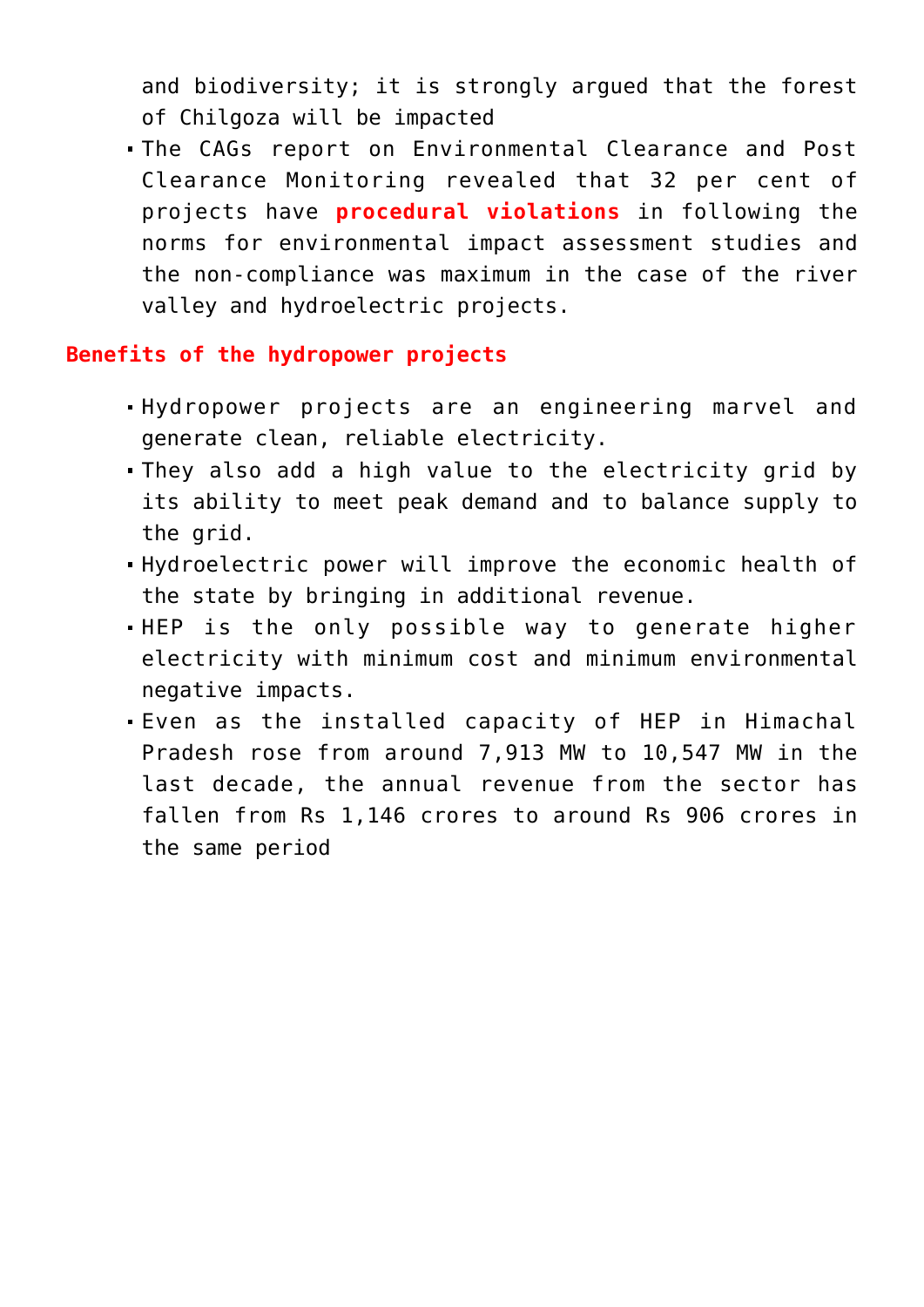and biodiversity; it is strongly argued that the forest of Chilgoza will be impacted

- The CAGs report on Environmental Clearance and Post Clearance Monitoring revealed that 32 per cent of projects have **procedural violations** in following the norms for environmental impact assessment studies and the non-compliance was maximum in the case of the river valley and hydroelectric projects.

**Benefits of the hydropower projects**

- Hydropower projects are an engineering marvel and generate clean, reliable electricity.
- They also add a high value to the electricity grid by its ability to meet peak demand and to balance supply to the grid.
- Hydroelectric power will improve the economic health of the state by bringing in additional revenue.
- HEP is the only possible way to generate higher electricity with minimum cost and minimum environmental negative impacts.
- Even as the installed capacity of HEP in Himachal Pradesh rose from around 7,913 MW to 10,547 MW in the last decade, the annual revenue from the sector has fallen from Rs 1,146 crores to around Rs 906 crores in the same period